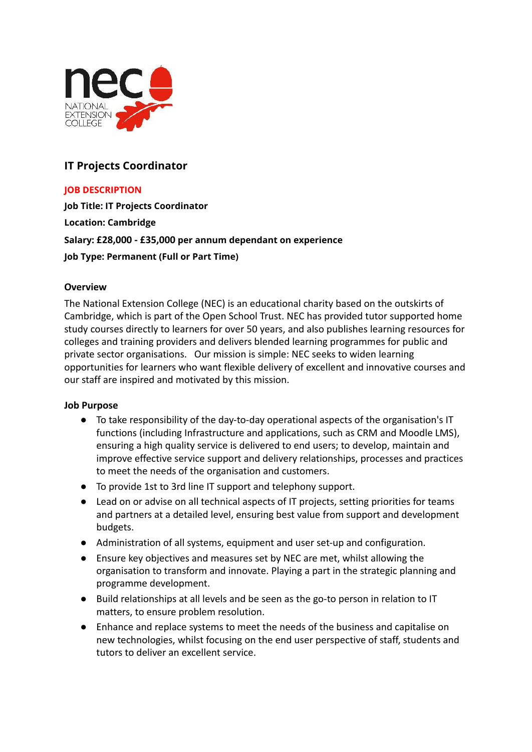# IT Projects Coordinator

**JOB DESCRIPTION**

**Job Title: IT Projects Coordinator**

**Location: Cambridge**

**Salary: £28,000 - £35,000 per annum dependant on experience**

**Job Type: Permanent (Full or Part Time)**

**Overview**

The National Extension College (NEC) is an educational charity based on the outskirts of Cambridge, which is part of the Open School Trust. NEC has provided tutor supported home study courses directly to learners for over 50 years, and also publishes learning resources for colleges and training providers and delivers blended learning programmes for public and private sector organisations. Our mission is simple: NEC seeks to widen learning opportunities for learners who want flexible delivery of excellent and innovative courses and our staff are inspired and motivated by this mission.

**Job Purpose**

- To take responsibility of the day-to-day operational aspects of the organisation's IT functions (including Infrastructure and applications, such as CRM and Moodle LMS), ensuring a high quality service is delivered to end users; to develop, maintain and improve effective service support and delivery relationships, processes and practices to meet the needs of the organisation and customers.
- To provide 1st to 3rd line IT support and telephony support.
- Lead on or advise on all technical aspects of IT projects, setting priorities for teams and partners at a detailed level, ensuring best value from support and development budgets.
- Administration of all systems, equipment and user set-up and configuration.
- Ensure key objectives and measures set by NEC are met, whilst allowing the organisation to transform and innovate. Playing a part in the strategic planning and programme development.
- Build relationships at all levels and be seen as the go-to person in relation to IT matters, to ensure problem resolution.
- Enhance and replace systems to meet the needs of the business and capitalise on new technologies, whilst focusing on the end user perspective of staff, students and tutors to deliver an excellent service.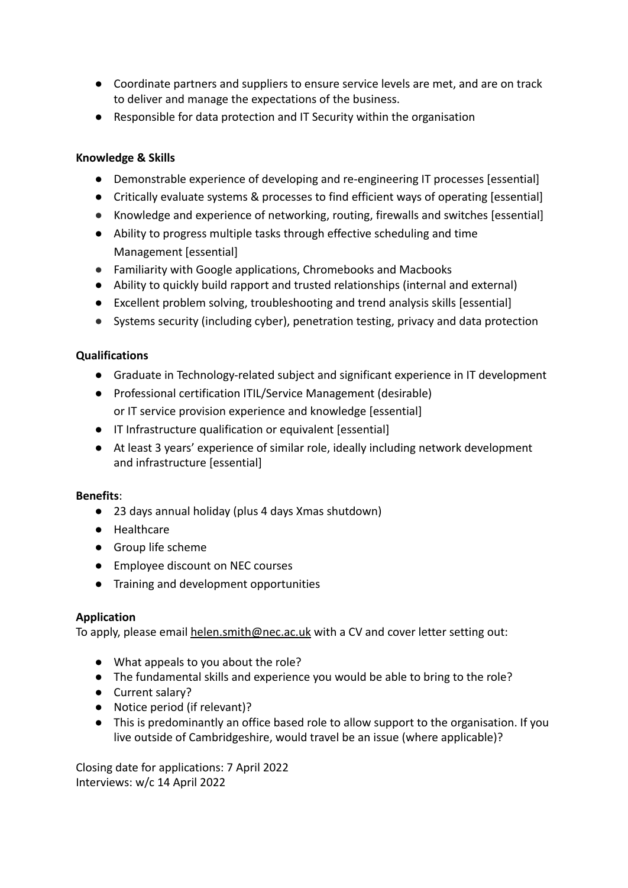- Coordinate partners and suppliers to ensure service levels are met, and are on track to deliver and manage the expectations of the business.
- Responsible for data protection and IT Security within the organisation

**Knowledge & Skills**

- Demonstrable experience of developing and re-engineering IT processes [essential]
- Critically evaluate systems & processes to find efficient ways of operating [essential]
- Knowledge and experience of networking, routing, firewalls and switches [essential]
- Ability to progress multiple tasks through effective scheduling and time Management [essential]
- Familiarity with Google applications, Chromebooks and Macbooks
- Ability to quickly build rapport and trusted relationships (internal and external)
- Excellent problem solving, troubleshooting and trend analysis skills [essential]
- Systems security (including cyber), penetration testing, privacy and data protection

**Qualifications**

- Graduate in Technology-related subject and significant experience in IT development
- Professional certification ITIL/Service Management (desirable) or IT service provision experience and knowledge [essential]
- IT Infrastructure qualification or equivalent [essential]
- At least 3 years' experience of similar role, ideally including network development and infrastructure [essential]

**Benefits**:

- 23 days annual holiday (plus 4 days Xmas shutdown)
- Healthcare
- Group life scheme
- Employee discount on NEC courses
- Training and development opportunities

**Application**

To apply, please email helen.smith@nec.ac.uk with a CV and cover letter setting out:

- What appeals to you about the role?
- The fundamental skills and experience you would be able to bring to the role?
- Current salary?
- Notice period (if relevant)?
- This is predominantly an office based role to allow support to the organisation. If you live outside of Cambridgeshire, would travel be an issue (where applicable)?

Closing date for applications: 7 April 2022
Interviews: w/c 14 April 2022